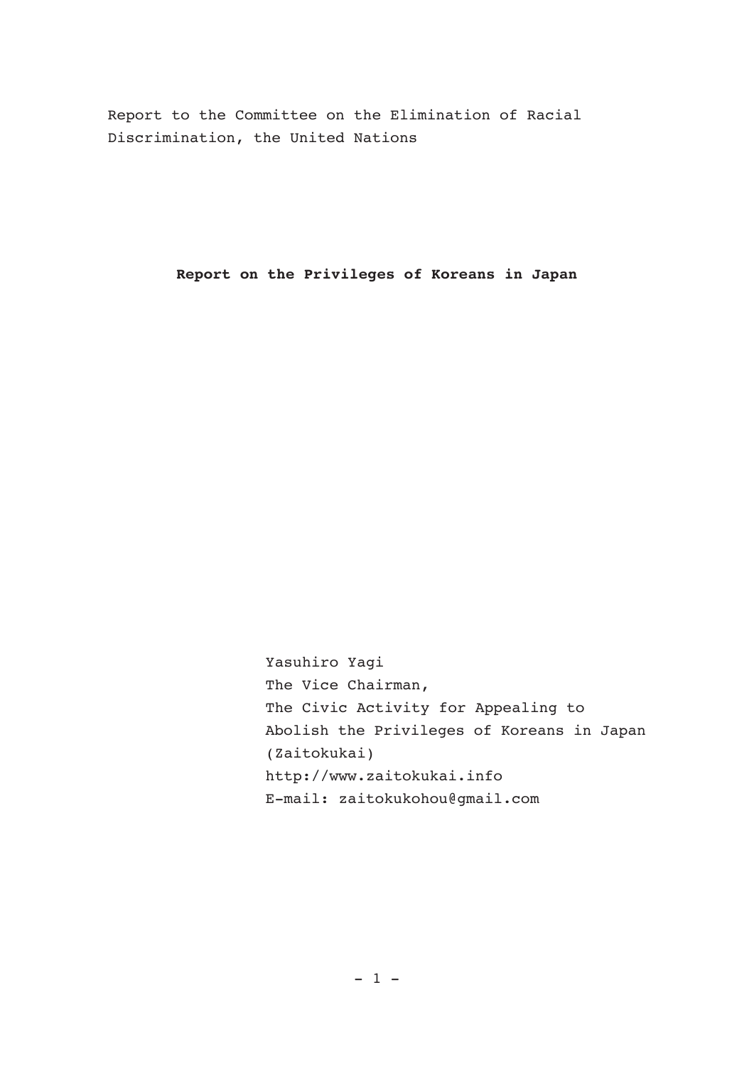Report to the Committee on the Elimination of Racial Discrimination, the United Nations

# Report on the Privileges of Koreans in Japan

Yasuhiro Yagi
The Vice Chairman,
The Civic Activity for Appealing to Abolish the Privileges of Koreans in Japan (Zaitokukai)
http://www.zaitokukai.info
E-mail: zaitokukohou@gmail.com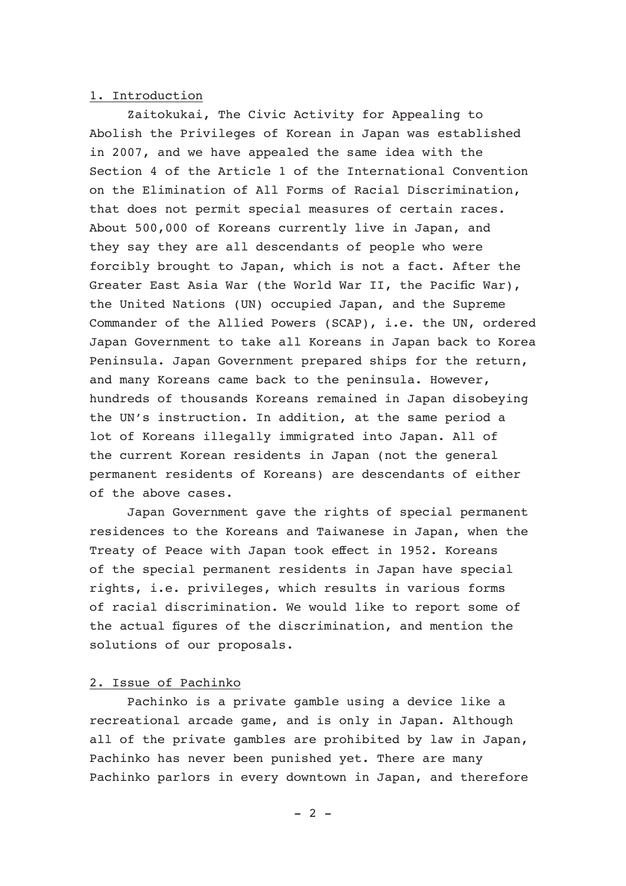## 1. Introduction

Zaitokukai, The Civic Activity for Appealing to Abolish the Privileges of Korean in Japan was established in 2007, and we have appealed the same idea with the Section 4 of the Article 1 of the International Convention on the Elimination of All Forms of Racial Discrimination, that does not permit special measures of certain races. About 500,000 of Koreans currently live in Japan, and they say they are all descendants of people who were forcibly brought to Japan, which is not a fact. After the Greater East Asia War (the World War II, the Pacific War), the United Nations (UN) occupied Japan, and the Supreme Commander of the Allied Powers (SCAP), i.e. the UN, ordered Japan Government to take all Koreans in Japan back to Korea Peninsula. Japan Government prepared ships for the return, and many Koreans came back to the peninsula. However, hundreds of thousands Koreans remained in Japan disobeying the UN's instruction. In addition, at the same period a lot of Koreans illegally immigrated into Japan. All of the current Korean residents in Japan (not the general permanent residents of Koreans) are descendants of either of the above cases.

Japan Government gave the rights of special permanent residences to the Koreans and Taiwanese in Japan, when the Treaty of Peace with Japan took effect in 1952. Koreans of the special permanent residents in Japan have special rights, i.e. privileges, which results in various forms of racial discrimination. We would like to report some of the actual figures of the discrimination, and mention the solutions of our proposals.

## 2. Issue of Pachinko

Pachinko is a private gamble using a device like a recreational arcade game, and is only in Japan. Although all of the private gambles are prohibited by law in Japan, Pachinko has never been punished yet. There are many Pachinko parlors in every downtown in Japan, and therefore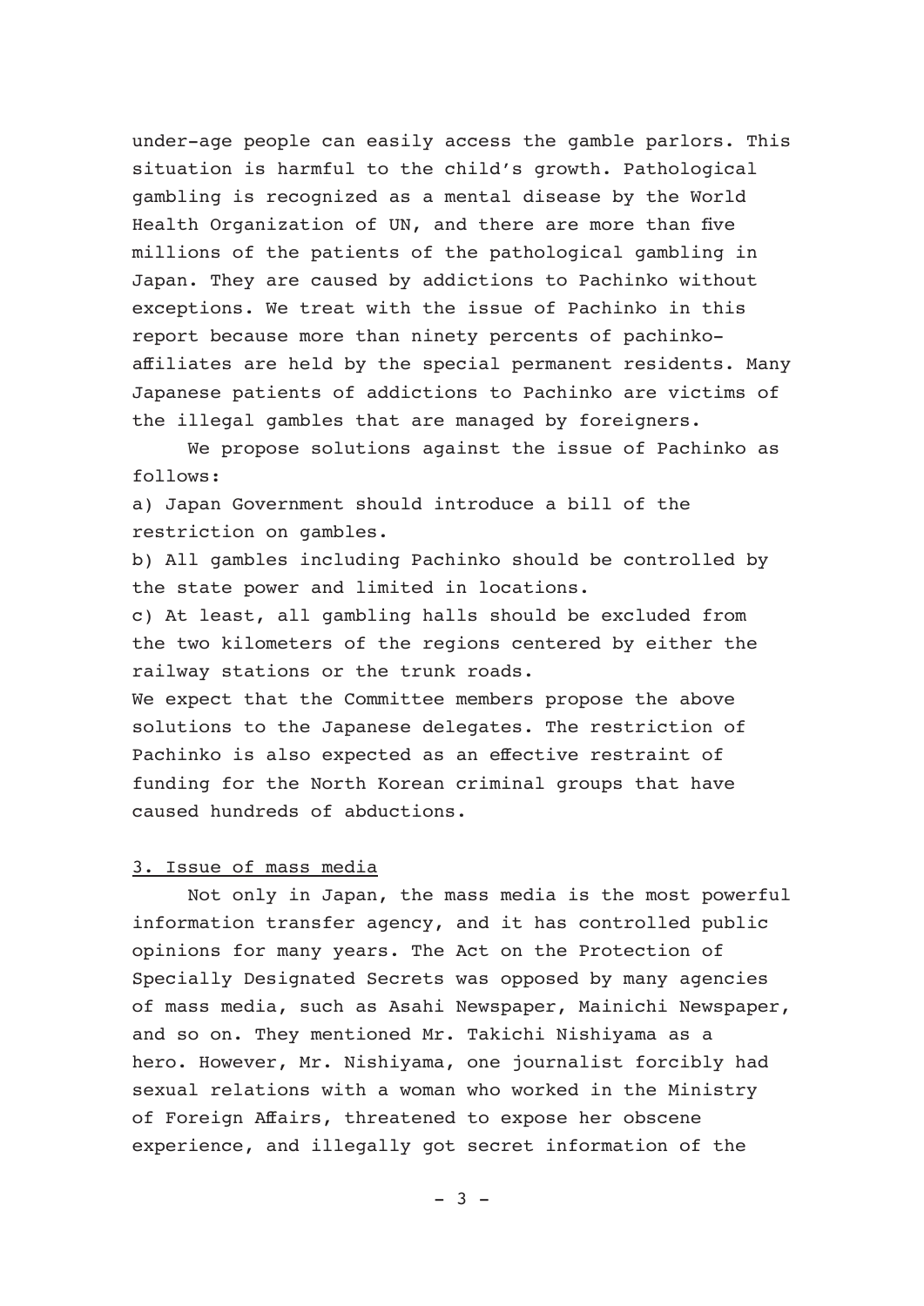under-age people can easily access the gamble parlors. This situation is harmful to the child's growth. Pathological gambling is recognized as a mental disease by the World Health Organization of UN, and there are more than five millions of the patients of the pathological gambling in Japan. They are caused by addictions to Pachinko without exceptions. We treat with the issue of Pachinko in this report because more than ninety percents of pachinko-affiliates are held by the special permanent residents. Many Japanese patients of addictions to Pachinko are victims of the illegal gambles that are managed by foreigners.

We propose solutions against the issue of Pachinko as follows:

a) Japan Government should introduce a bill of the restriction on gambles.

b) All gambles including Pachinko should be controlled by the state power and limited in locations.

c) At least, all gambling halls should be excluded from the two kilometers of the regions centered by either the railway stations or the trunk roads.

We expect that the Committee members propose the above solutions to the Japanese delegates. The restriction of Pachinko is also expected as an effective restraint of funding for the North Korean criminal groups that have caused hundreds of abductions.

## 3. Issue of mass media

Not only in Japan, the mass media is the most powerful information transfer agency, and it has controlled public opinions for many years. The Act on the Protection of Specially Designated Secrets was opposed by many agencies of mass media, such as Asahi Newspaper, Mainichi Newspaper, and so on. They mentioned Mr. Takichi Nishiyama as a hero. However, Mr. Nishiyama, one journalist forcibly had sexual relations with a woman who worked in the Ministry of Foreign Affairs, threatened to expose her obscene experience, and illegally got secret information of the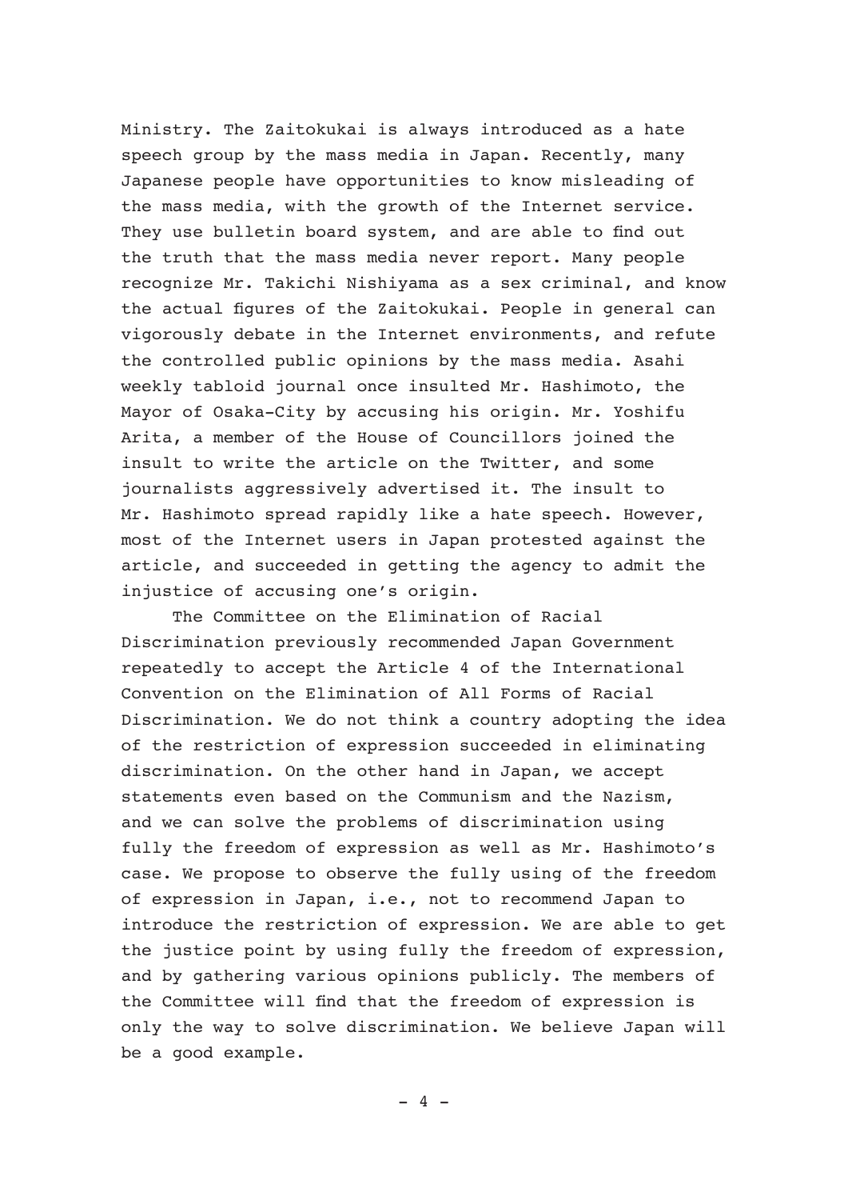Ministry. The Zaitokukai is always introduced as a hate speech group by the mass media in Japan. Recently, many Japanese people have opportunities to know misleading of the mass media, with the growth of the Internet service. They use bulletin board system, and are able to find out the truth that the mass media never report. Many people recognize Mr. Takichi Nishiyama as a sex criminal, and know the actual figures of the Zaitokukai. People in general can vigorously debate in the Internet environments, and refute the controlled public opinions by the mass media. Asahi weekly tabloid journal once insulted Mr. Hashimoto, the Mayor of Osaka-City by accusing his origin. Mr. Yoshifu Arita, a member of the House of Councillors joined the insult to write the article on the Twitter, and some journalists aggressively advertised it. The insult to Mr. Hashimoto spread rapidly like a hate speech. However, most of the Internet users in Japan protested against the article, and succeeded in getting the agency to admit the injustice of accusing one's origin.

The Committee on the Elimination of Racial Discrimination previously recommended Japan Government repeatedly to accept the Article 4 of the International Convention on the Elimination of All Forms of Racial Discrimination. We do not think a country adopting the idea of the restriction of expression succeeded in eliminating discrimination. On the other hand in Japan, we accept statements even based on the Communism and the Nazism, and we can solve the problems of discrimination using fully the freedom of expression as well as Mr. Hashimoto's case. We propose to observe the fully using of the freedom of expression in Japan, i.e., not to recommend Japan to introduce the restriction of expression. We are able to get the justice point by using fully the freedom of expression, and by gathering various opinions publicly. The members of the Committee will find that the freedom of expression is only the way to solve discrimination. We believe Japan will be a good example.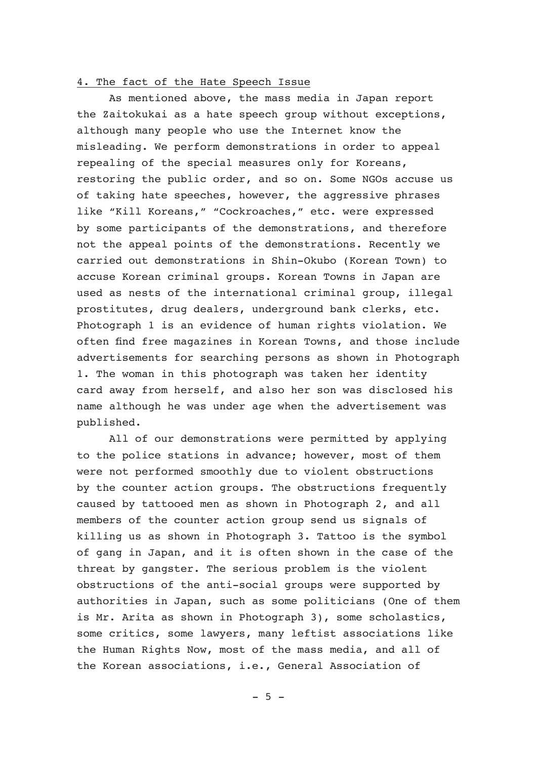4. The fact of the Hate Speech Issue

As mentioned above, the mass media in Japan report the Zaitokukai as a hate speech group without exceptions, although many people who use the Internet know the misleading. We perform demonstrations in order to appeal repealing of the special measures only for Koreans, restoring the public order, and so on. Some NGOs accuse us of taking hate speeches, however, the aggressive phrases like “Kill Koreans,” “Cockroaches,” etc. were expressed by some participants of the demonstrations, and therefore not the appeal points of the demonstrations. Recently we carried out demonstrations in Shin-Okubo (Korean Town) to accuse Korean criminal groups. Korean Towns in Japan are used as nests of the international criminal group, illegal prostitutes, drug dealers, underground bank clerks, etc. Photograph 1 is an evidence of human rights violation. We often find free magazines in Korean Towns, and those include advertisements for searching persons as shown in Photograph 1. The woman in this photograph was taken her identity card away from herself, and also her son was disclosed his name although he was under age when the advertisement was published.

All of our demonstrations were permitted by applying to the police stations in advance; however, most of them were not performed smoothly due to violent obstructions by the counter action groups. The obstructions frequently caused by tattooed men as shown in Photograph 2, and all members of the counter action group send us signals of killing us as shown in Photograph 3. Tattoo is the symbol of gang in Japan, and it is often shown in the case of the threat by gangster. The serious problem is the violent obstructions of the anti-social groups were supported by authorities in Japan, such as some politicians (One of them is Mr. Arita as shown in Photograph 3), some scholastics, some critics, some lawyers, many leftist associations like the Human Rights Now, most of the mass media, and all of the Korean associations, i.e., General Association of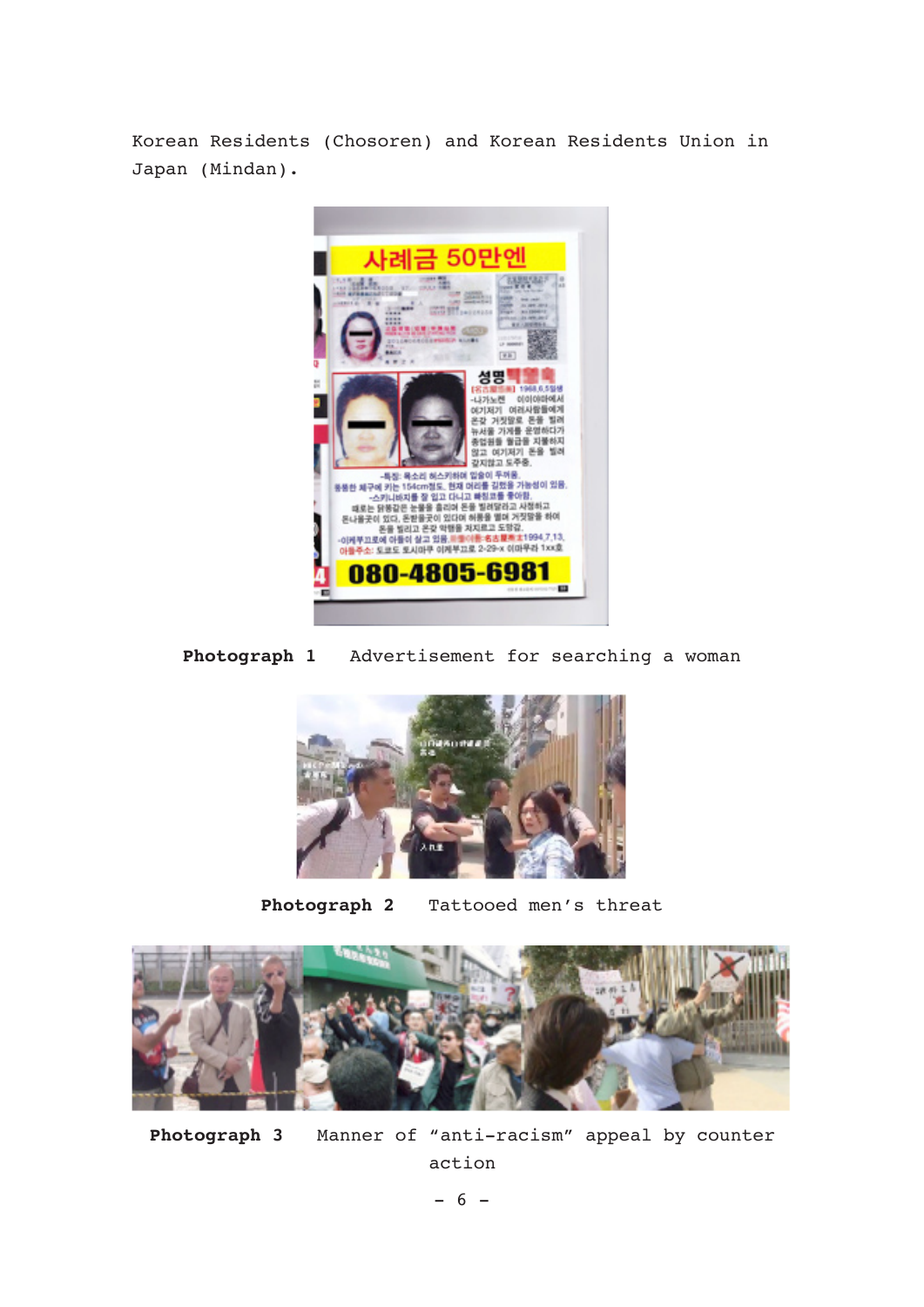Korean Residents (Chosoren) and Korean Residents Union in Japan (Mindan).

**Photograph 1** Advertisement for searching a woman

**Photograph 2** Tattooed men's threat

**Photograph 3** Manner of "anti-racism" appeal by counter action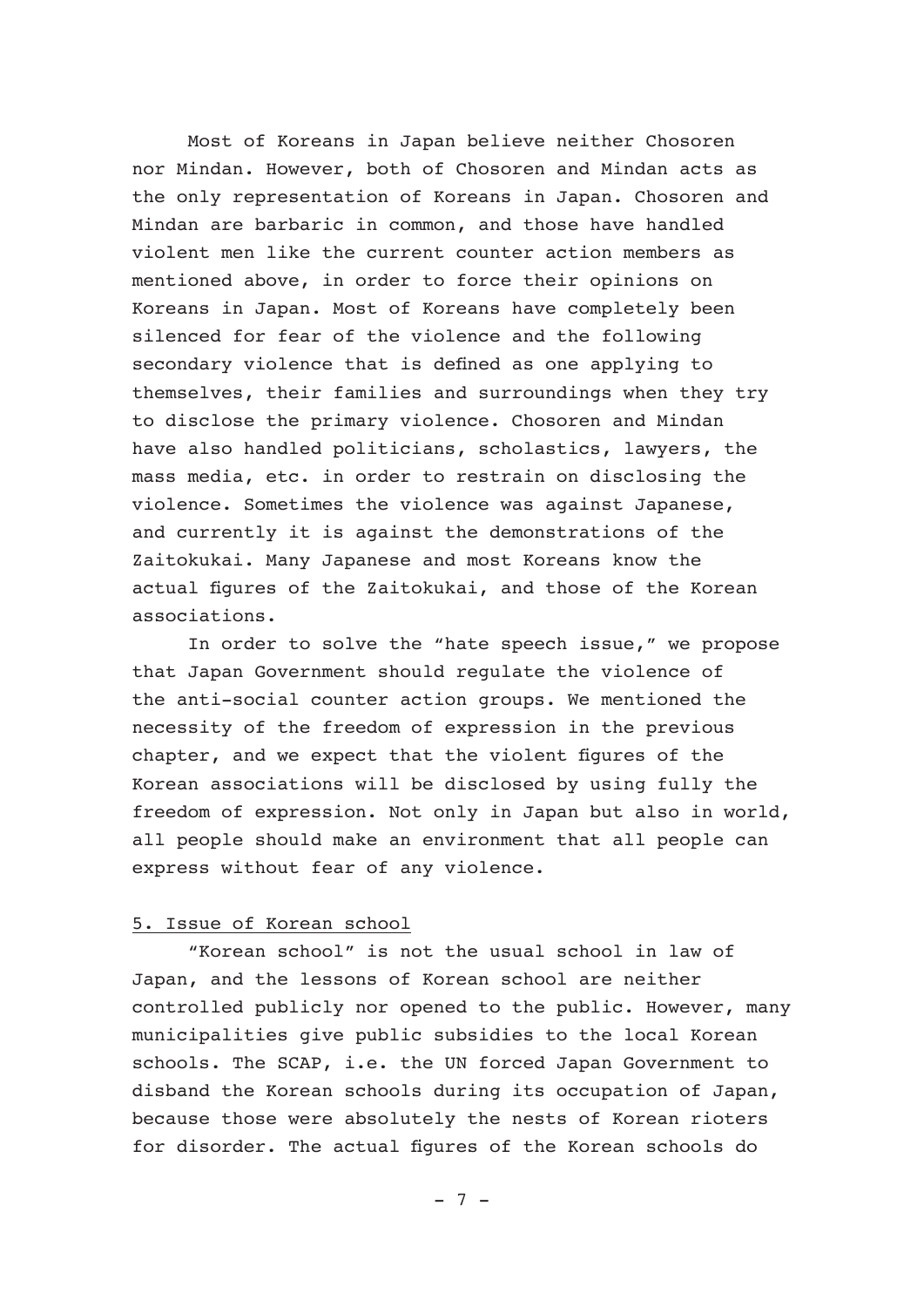Most of Koreans in Japan believe neither Chosoren nor Mindan. However, both of Chosoren and Mindan acts as the only representation of Koreans in Japan. Chosoren and Mindan are barbaric in common, and those have handled violent men like the current counter action members as mentioned above, in order to force their opinions on Koreans in Japan. Most of Koreans have completely been silenced for fear of the violence and the following secondary violence that is defined as one applying to themselves, their families and surroundings when they try to disclose the primary violence. Chosoren and Mindan have also handled politicians, scholastics, lawyers, the mass media, etc. in order to restrain on disclosing the violence. Sometimes the violence was against Japanese, and currently it is against the demonstrations of the Zaitokukai. Many Japanese and most Koreans know the actual figures of the Zaitokukai, and those of the Korean associations.

In order to solve the "hate speech issue," we propose that Japan Government should regulate the violence of the anti-social counter action groups. We mentioned the necessity of the freedom of expression in the previous chapter, and we expect that the violent figures of the Korean associations will be disclosed by using fully the freedom of expression. Not only in Japan but also in world, all people should make an environment that all people can express without fear of any violence.

## 5. Issue of Korean school

"Korean school" is not the usual school in law of Japan, and the lessons of Korean school are neither controlled publicly nor opened to the public. However, many municipalities give public subsidies to the local Korean schools. The SCAP, i.e. the UN forced Japan Government to disband the Korean schools during its occupation of Japan, because those were absolutely the nests of Korean rioters for disorder. The actual figures of the Korean schools do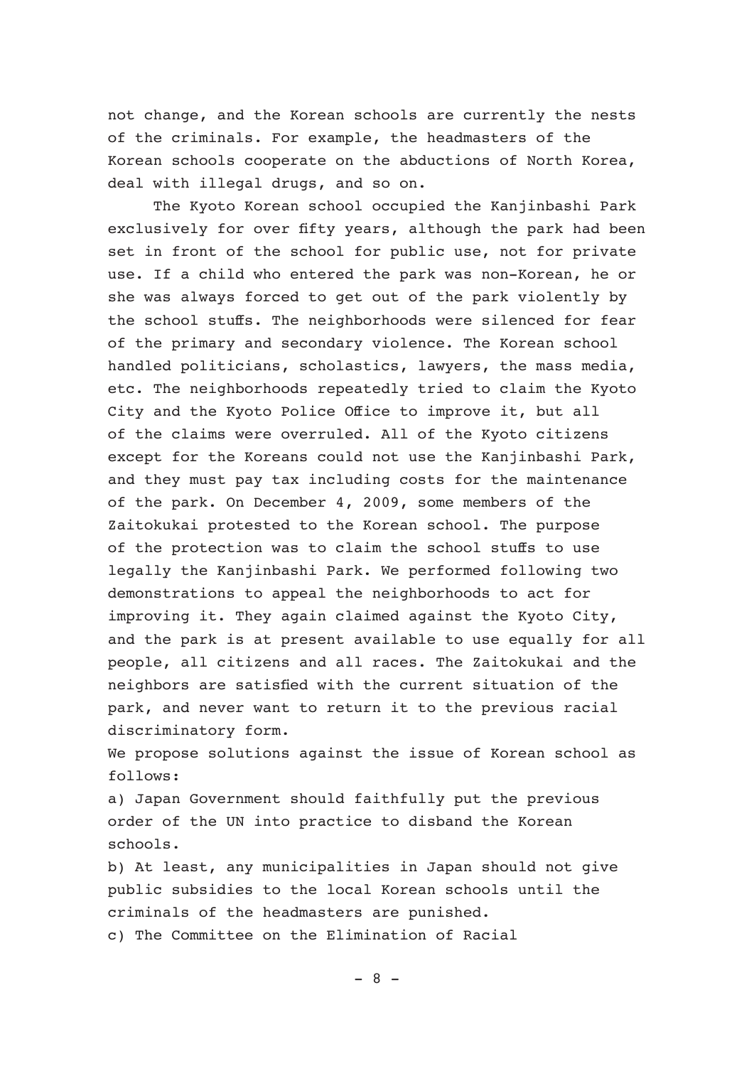not change, and the Korean schools are currently the nests of the criminals. For example, the headmasters of the Korean schools cooperate on the abductions of North Korea, deal with illegal drugs, and so on.

The Kyoto Korean school occupied the Kanjinbashi Park exclusively for over fifty years, although the park had been set in front of the school for public use, not for private use. If a child who entered the park was non-Korean, he or she was always forced to get out of the park violently by the school stuffs. The neighborhoods were silenced for fear of the primary and secondary violence. The Korean school handled politicians, scholastics, lawyers, the mass media, etc. The neighborhoods repeatedly tried to claim the Kyoto City and the Kyoto Police Office to improve it, but all of the claims were overruled. All of the Kyoto citizens except for the Koreans could not use the Kanjinbashi Park, and they must pay tax including costs for the maintenance of the park. On December 4, 2009, some members of the Zaitokukai protested to the Korean school. The purpose of the protection was to claim the school stuffs to use legally the Kanjinbashi Park. We performed following two demonstrations to appeal the neighborhoods to act for improving it. They again claimed against the Kyoto City, and the park is at present available to use equally for all people, all citizens and all races. The Zaitokukai and the neighbors are satisfied with the current situation of the park, and never want to return it to the previous racial discriminatory form.

We propose solutions against the issue of Korean school as follows:

a) Japan Government should faithfully put the previous order of the UN into practice to disband the Korean schools.

b) At least, any municipalities in Japan should not give public subsidies to the local Korean schools until the criminals of the headmasters are punished.

c) The Committee on the Elimination of Racial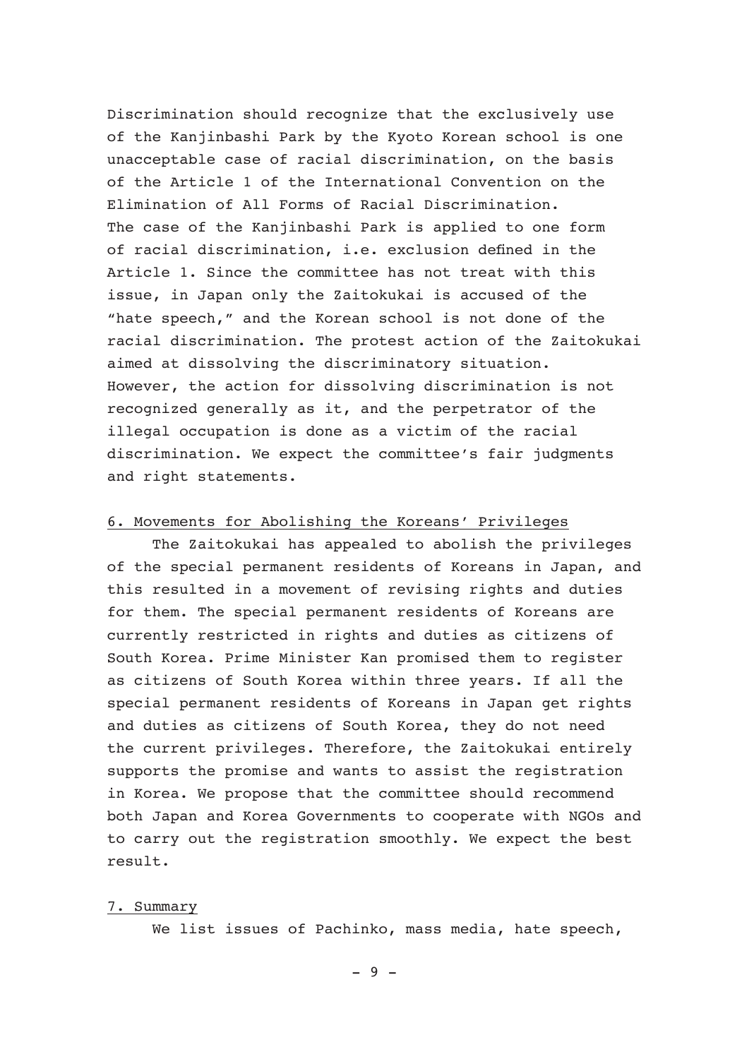Discrimination should recognize that the exclusively use of the Kanjinbashi Park by the Kyoto Korean school is one unacceptable case of racial discrimination, on the basis of the Article 1 of the International Convention on the Elimination of All Forms of Racial Discrimination.
The case of the Kanjinbashi Park is applied to one form of racial discrimination, i.e. exclusion defined in the Article 1. Since the committee has not treat with this issue, in Japan only the Zaitokukai is accused of the "hate speech," and the Korean school is not done of the racial discrimination. The protest action of the Zaitokukai aimed at dissolving the discriminatory situation.
However, the action for dissolving discrimination is not recognized generally as it, and the perpetrator of the illegal occupation is done as a victim of the racial discrimination. We expect the committee's fair judgments and right statements.

## 6. Movements for Abolishing the Koreans' Privileges

The Zaitokukai has appealed to abolish the privileges of the special permanent residents of Koreans in Japan, and this resulted in a movement of revising rights and duties for them. The special permanent residents of Koreans are currently restricted in rights and duties as citizens of South Korea. Prime Minister Kan promised them to register as citizens of South Korea within three years. If all the special permanent residents of Koreans in Japan get rights and duties as citizens of South Korea, they do not need the current privileges. Therefore, the Zaitokukai entirely supports the promise and wants to assist the registration in Korea. We propose that the committee should recommend both Japan and Korea Governments to cooperate with NGOs and to carry out the registration smoothly. We expect the best result.

## 7. Summary

We list issues of Pachinko, mass media, hate speech,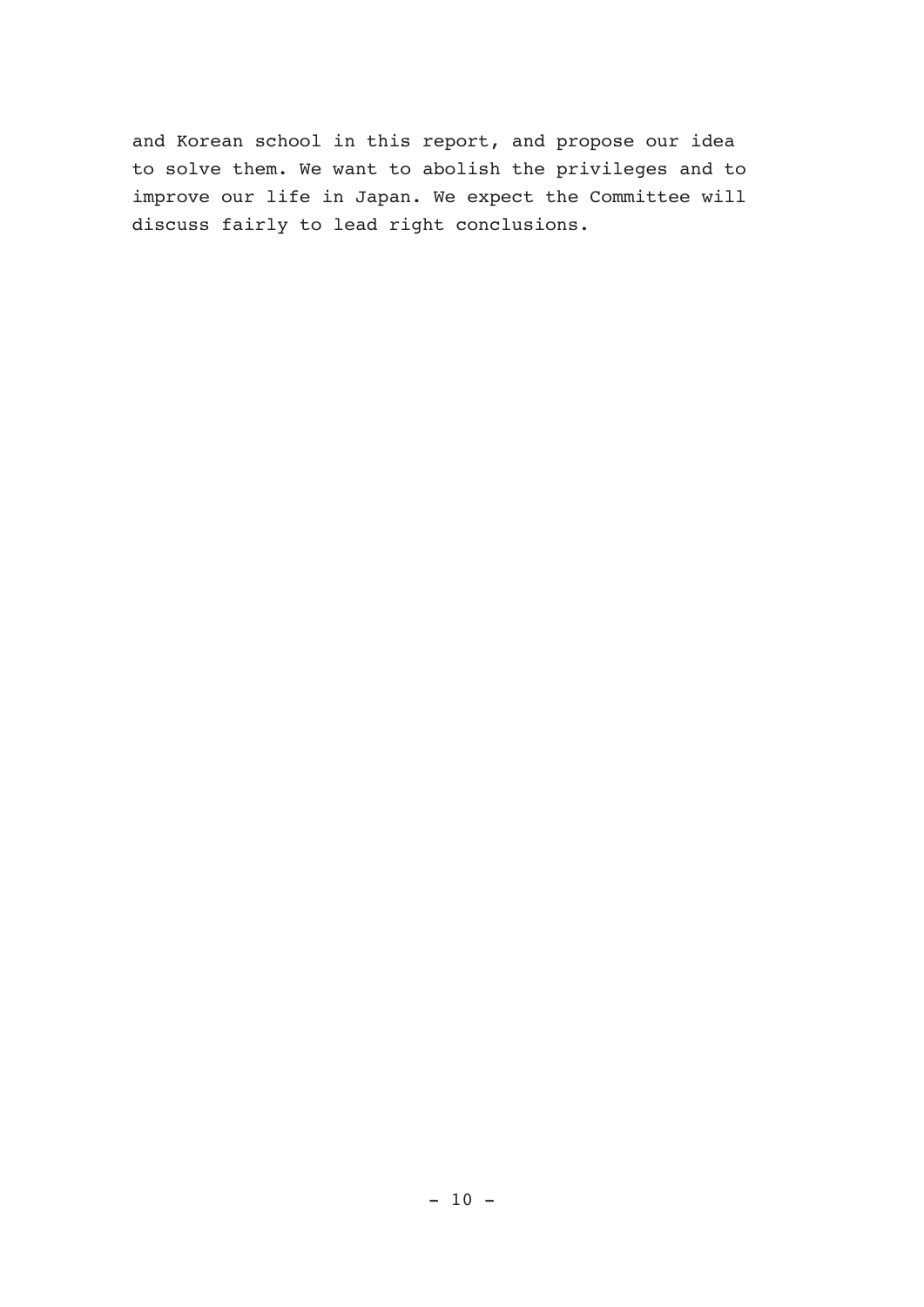and Korean school in this report, and propose our idea to solve them. We want to abolish the privileges and to improve our life in Japan. We expect the Committee will discuss fairly to lead right conclusions.